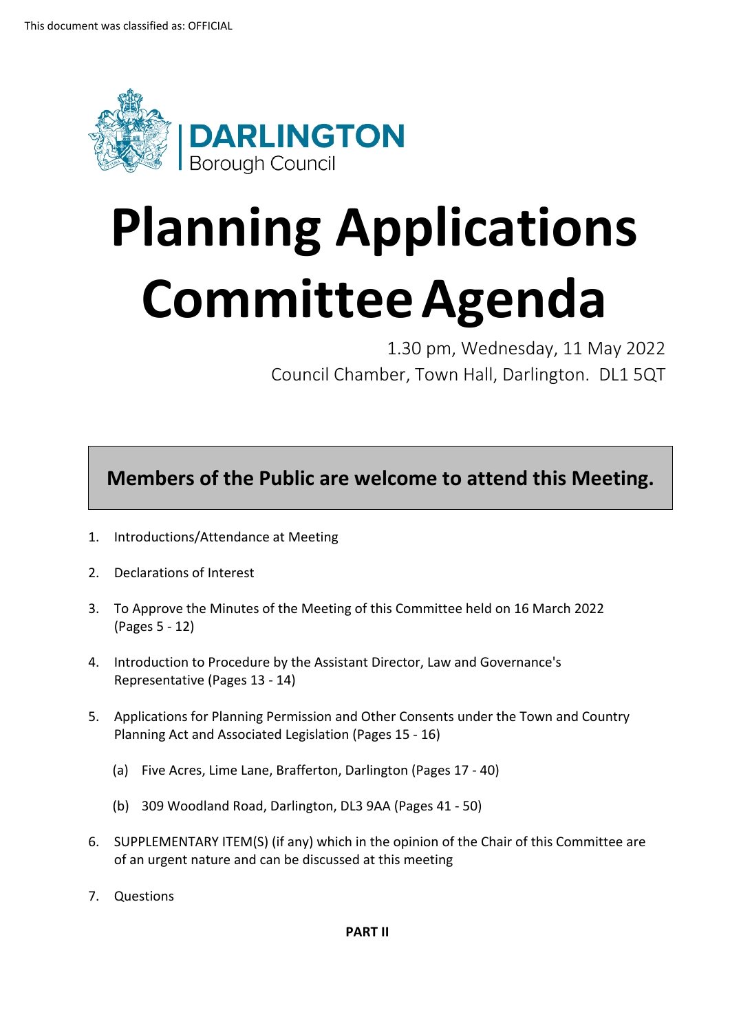This document was classified as: OFFICIAL

**DARLINGTON**
Borough Council

# Planning Applications Committee Agenda

1.30 pm, Wednesday, 11 May 2022
Council Chamber, Town Hall, Darlington. DL1 5QT

**Members of the Public are welcome to attend this Meeting.**

1. Introductions/Attendance at Meeting

2. Declarations of Interest

3. To Approve the Minutes of the Meeting of this Committee held on 16 March 2022 (Pages 5 - 12)

4. Introduction to Procedure by the Assistant Director, Law and Governance's Representative (Pages 13 - 14)

5. Applications for Planning Permission and Other Consents under the Town and Country Planning Act and Associated Legislation (Pages 15 - 16)

   (a) Five Acres, Lime Lane, Brafferton, Darlington (Pages 17 - 40)

   (b) 309 Woodland Road, Darlington, DL3 9AA (Pages 41 - 50)

6. SUPPLEMENTARY ITEM(S) (if any) which in the opinion of the Chair of this Committee are of an urgent nature and can be discussed at this meeting

7. Questions

**PART II**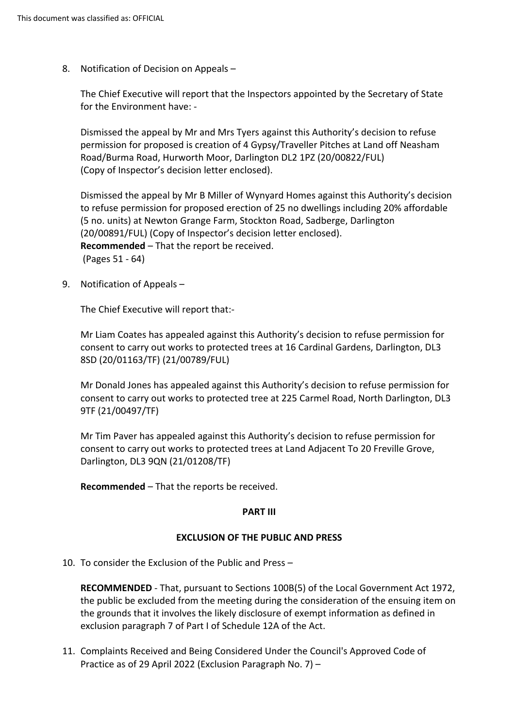8. Notification of Decision on Appeals –

   The Chief Executive will report that the Inspectors appointed by the Secretary of State for the Environment have: -

   Dismissed the appeal by Mr and Mrs Tyers against this Authority's decision to refuse permission for proposed is creation of 4 Gypsy/Traveller Pitches at Land off Neasham Road/Burma Road, Hurworth Moor, Darlington DL2 1PZ (20/00822/FUL) (Copy of Inspector's decision letter enclosed).

   Dismissed the appeal by Mr B Miller of Wynyard Homes against this Authority's decision to refuse permission for proposed erection of 25 no dwellings including 20% affordable (5 no. units) at Newton Grange Farm, Stockton Road, Sadberge, Darlington (20/00891/FUL) (Copy of Inspector's decision letter enclosed).
   **Recommended** – That the report be received.
   (Pages 51 - 64)

9. Notification of Appeals –

   The Chief Executive will report that:-

   Mr Liam Coates has appealed against this Authority's decision to refuse permission for consent to carry out works to protected trees at 16 Cardinal Gardens, Darlington, DL3 8SD (20/01163/TF) (21/00789/FUL)

   Mr Donald Jones has appealed against this Authority's decision to refuse permission for consent to carry out works to protected tree at 225 Carmel Road, North Darlington, DL3 9TF (21/00497/TF)

   Mr Tim Paver has appealed against this Authority's decision to refuse permission for consent to carry out works to protected trees at Land Adjacent To 20 Freville Grove, Darlington, DL3 9QN (21/01208/TF)

   **Recommended** – That the reports be received.

**PART III**

**EXCLUSION OF THE PUBLIC AND PRESS**

10. To consider the Exclusion of the Public and Press –

    **RECOMMENDED** - That, pursuant to Sections 100B(5) of the Local Government Act 1972, the public be excluded from the meeting during the consideration of the ensuing item on the grounds that it involves the likely disclosure of exempt information as defined in exclusion paragraph 7 of Part I of Schedule 12A of the Act.

11. Complaints Received and Being Considered Under the Council's Approved Code of Practice as of 29 April 2022 (Exclusion Paragraph No. 7) –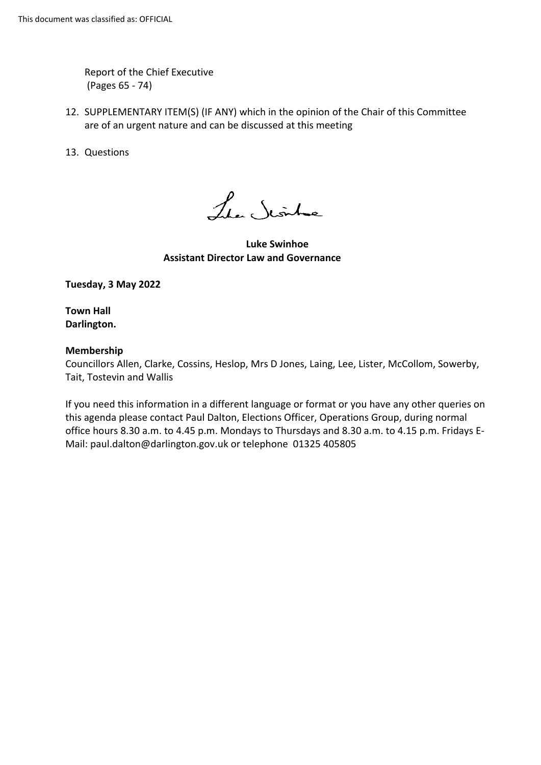Report of the Chief Executive
(Pages 65 - 74)

12. SUPPLEMENTARY ITEM(S) (IF ANY) which in the opinion of the Chair of this Committee are of an urgent nature and can be discussed at this meeting

13. Questions

**Luke Swinhoe**
**Assistant Director Law and Governance**

**Tuesday, 3 May 2022**

**Town Hall**
**Darlington.**

**Membership**
Councillors Allen, Clarke, Cossins, Heslop, Mrs D Jones, Laing, Lee, Lister, McCollom, Sowerby, Tait, Tostevin and Wallis

If you need this information in a different language or format or you have any other queries on this agenda please contact Paul Dalton, Elections Officer, Operations Group, during normal office hours 8.30 a.m. to 4.45 p.m. Mondays to Thursdays and 8.30 a.m. to 4.15 p.m. Fridays E-Mail: paul.dalton@darlington.gov.uk or telephone 01325 405805